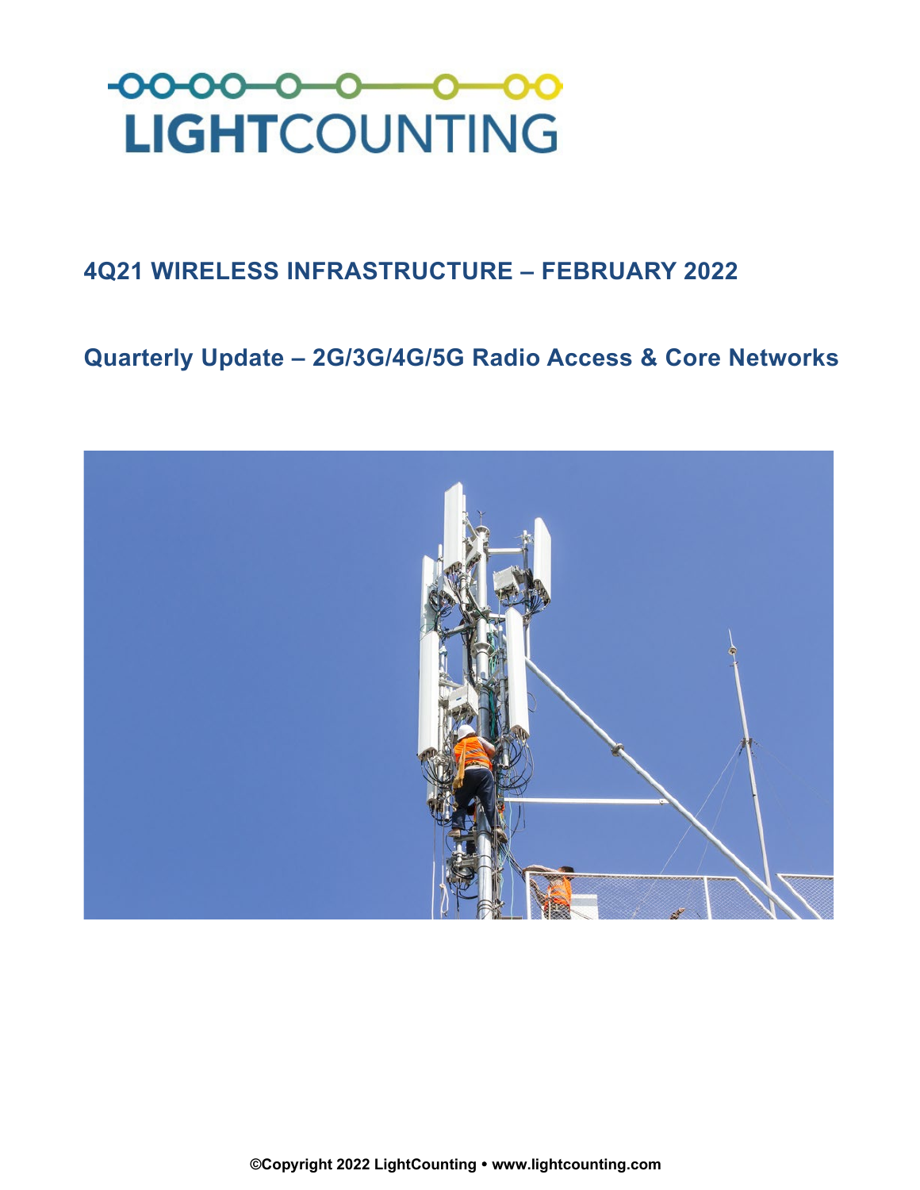# LIGHTCOUNTING

## 4Q21 WIRELESS INFRASTRUCTURE – FEBRUARY 2022

## Quarterly Update – 2G/3G/4G/5G Radio Access & Core Networks

**©Copyright 2022 LightCounting • www.lightcounting.com**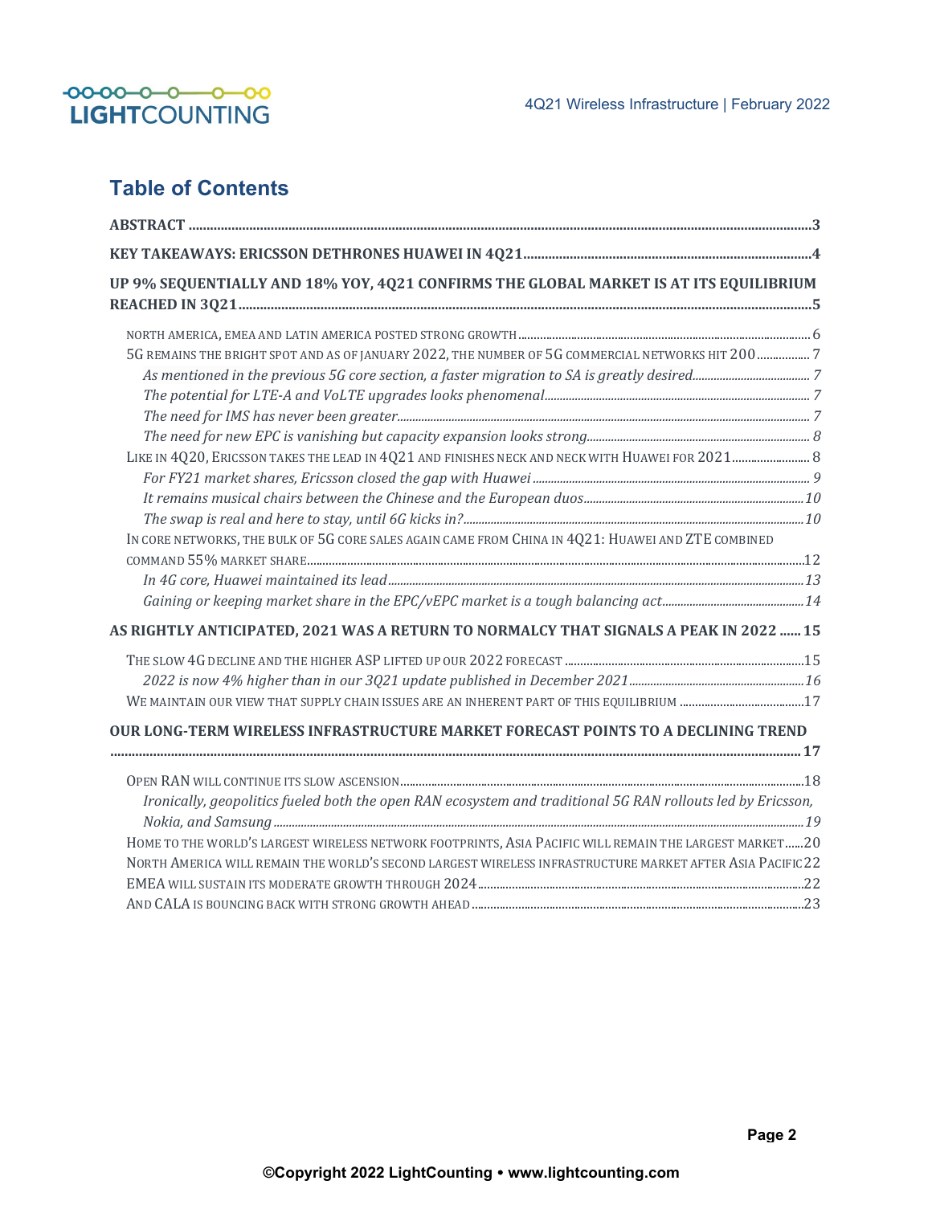## Table of Contents

**ABSTRACT** ........................................ 3

**KEY TAKEAWAYS: ERICSSON DETHRONES HUAWEI IN 4Q21** ........................................ 4

**UP 9% SEQUENTIALLY AND 18% YOY, 4Q21 CONFIRMS THE GLOBAL MARKET IS AT ITS EQUILIBRIUM REACHED IN 3Q21** ........................................ 5

- NORTH AMERICA, EMEA AND LATIN AMERICA POSTED STRONG GROWTH ........................................ 6
- 5G REMAINS THE BRIGHT SPOT AND AS OF JANUARY 2022, THE NUMBER OF 5G COMMERCIAL NETWORKS HIT 200 ........................................ 7
  - *As mentioned in the previous 5G core section, a faster migration to SA is greatly desired* ........................................ 7
  - *The potential for LTE-A and VoLTE upgrades looks phenomenal* ........................................ 7
  - *The need for IMS has never been greater* ........................................ 7
  - *The need for new EPC is vanishing but capacity expansion looks strong* ........................................ 8
- LIKE IN 4Q20, ERICSSON TAKES THE LEAD IN 4Q21 AND FINISHES NECK AND NECK WITH HUAWEI FOR 2021 ........................................ 8
  - *For FY21 market shares, Ericsson closed the gap with Huawei* ........................................ 9
  - *It remains musical chairs between the Chinese and the European duos* ........................................ 10
  - *The swap is real and here to stay, until 6G kicks in?* ........................................ 10
- IN CORE NETWORKS, THE BULK OF 5G CORE SALES AGAIN CAME FROM CHINA IN 4Q21: HUAWEI AND ZTE COMBINED COMMAND 55% MARKET SHARE ........................................ 12
  - *In 4G core, Huawei maintained its lead* ........................................ 13
  - *Gaining or keeping market share in the EPC/vEPC market is a tough balancing act* ........................................ 14

**AS RIGHTLY ANTICIPATED, 2021 WAS A RETURN TO NORMALCY THAT SIGNALS A PEAK IN 2022** ........................................ 15

- THE SLOW 4G DECLINE AND THE HIGHER ASP LIFTED UP OUR 2022 FORECAST ........................................ 15
  - *2022 is now 4% higher than in our 3Q21 update published in December 2021* ........................................ 16
- WE MAINTAIN OUR VIEW THAT SUPPLY CHAIN ISSUES ARE AN INHERENT PART OF THIS EQUILIBRIUM ........................................ 17

**OUR LONG-TERM WIRELESS INFRASTRUCTURE MARKET FORECAST POINTS TO A DECLINING TREND** ........................................ 17

- OPEN RAN WILL CONTINUE ITS SLOW ASCENSION ........................................ 18
  - *Ironically, geopolitics fueled both the open RAN ecosystem and traditional 5G RAN rollouts led by Ericsson, Nokia, and Samsung* ........................................ 19
- HOME TO THE WORLD'S LARGEST WIRELESS NETWORK FOOTPRINTS, ASIA PACIFIC WILL REMAIN THE LARGEST MARKET ........................................ 20
- NORTH AMERICA WILL REMAIN THE WORLD'S SECOND LARGEST WIRELESS INFRASTRUCTURE MARKET AFTER ASIA PACIFIC ........................................ 22
- EMEA WILL SUSTAIN ITS MODERATE GROWTH THROUGH 2024 ........................................ 22
- AND CALA IS BOUNCING BACK WITH STRONG GROWTH AHEAD ........................................ 23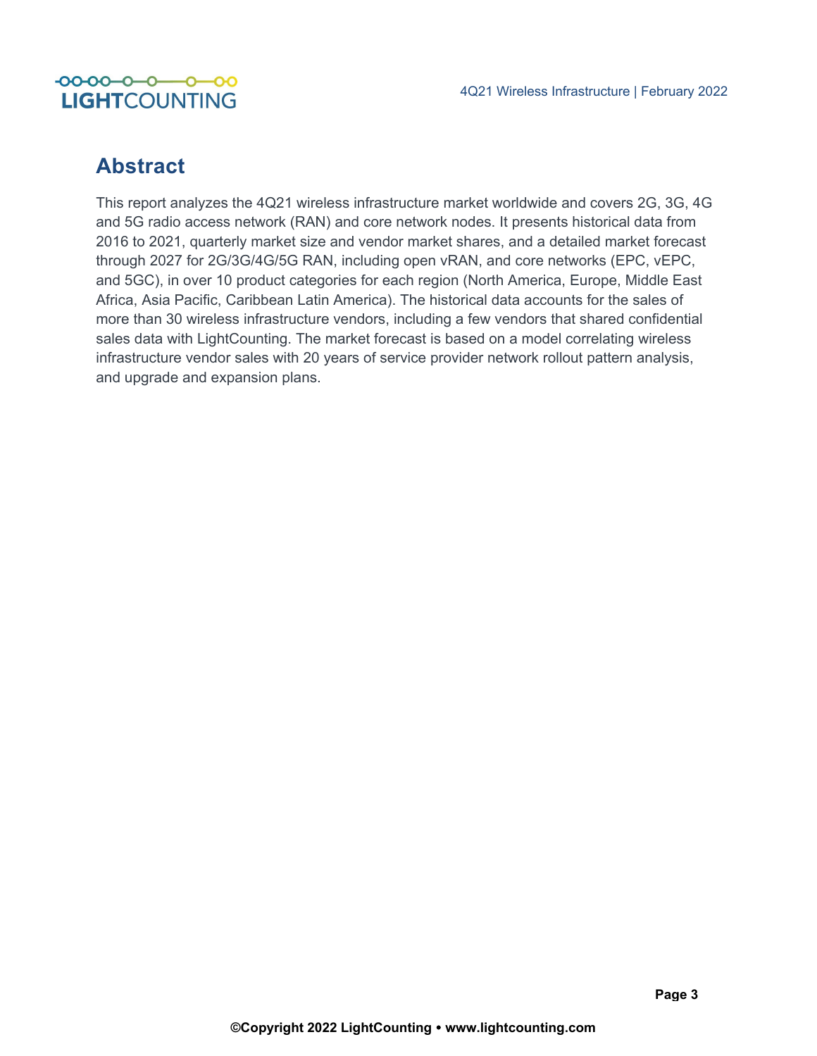## Abstract

This report analyzes the 4Q21 wireless infrastructure market worldwide and covers 2G, 3G, 4G and 5G radio access network (RAN) and core network nodes. It presents historical data from 2016 to 2021, quarterly market size and vendor market shares, and a detailed market forecast through 2027 for 2G/3G/4G/5G RAN, including open vRAN, and core networks (EPC, vEPC, and 5GC), in over 10 product categories for each region (North America, Europe, Middle East Africa, Asia Pacific, Caribbean Latin America). The historical data accounts for the sales of more than 30 wireless infrastructure vendors, including a few vendors that shared confidential sales data with LightCounting. The market forecast is based on a model correlating wireless infrastructure vendor sales with 20 years of service provider network rollout pattern analysis, and upgrade and expansion plans.